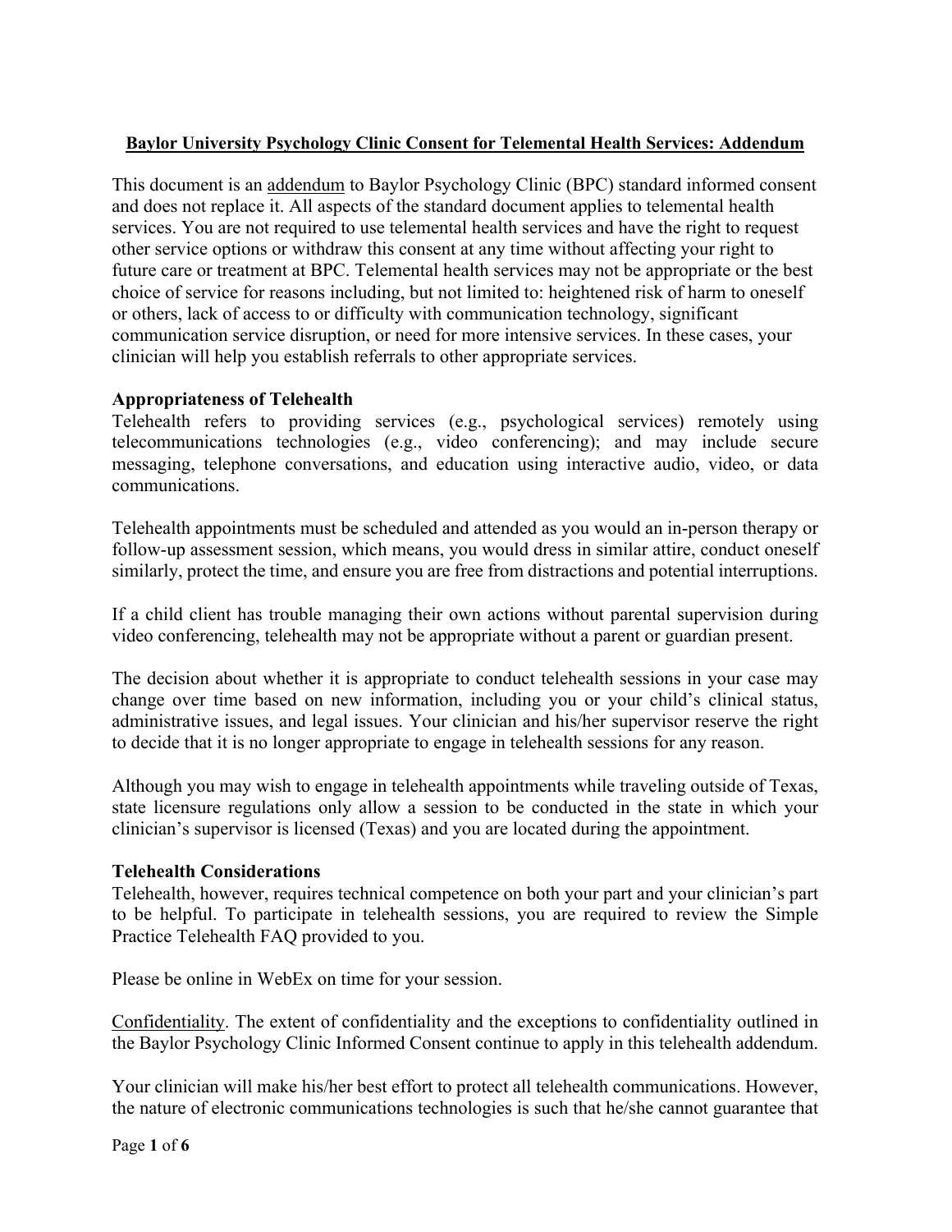# Baylor University Psychology Clinic Consent for Telemental Health Services: Addendum

This document is an addendum to Baylor Psychology Clinic (BPC) standard informed consent and does not replace it. All aspects of the standard document applies to telemental health services. You are not required to use telemental health services and have the right to request other service options or withdraw this consent at any time without affecting your right to future care or treatment at BPC. Telemental health services may not be appropriate or the best choice of service for reasons including, but not limited to: heightened risk of harm to oneself or others, lack of access to or difficulty with communication technology, significant communication service disruption, or need for more intensive services. In these cases, your clinician will help you establish referrals to other appropriate services.

## Appropriateness of Telehealth

Telehealth refers to providing services (e.g., psychological services) remotely using telecommunications technologies (e.g., video conferencing); and may include secure messaging, telephone conversations, and education using interactive audio, video, or data communications.

Telehealth appointments must be scheduled and attended as you would an in-person therapy or follow-up assessment session, which means, you would dress in similar attire, conduct oneself similarly, protect the time, and ensure you are free from distractions and potential interruptions.

If a child client has trouble managing their own actions without parental supervision during video conferencing, telehealth may not be appropriate without a parent or guardian present.

The decision about whether it is appropriate to conduct telehealth sessions in your case may change over time based on new information, including you or your child's clinical status, administrative issues, and legal issues. Your clinician and his/her supervisor reserve the right to decide that it is no longer appropriate to engage in telehealth sessions for any reason.

Although you may wish to engage in telehealth appointments while traveling outside of Texas, state licensure regulations only allow a session to be conducted in the state in which your clinician's supervisor is licensed (Texas) and you are located during the appointment.

## Telehealth Considerations

Telehealth, however, requires technical competence on both your part and your clinician's part to be helpful. To participate in telehealth sessions, you are required to review the Simple Practice Telehealth FAQ provided to you.

Please be online in WebEx on time for your session.

Confidentiality. The extent of confidentiality and the exceptions to confidentiality outlined in the Baylor Psychology Clinic Informed Consent continue to apply in this telehealth addendum.

Your clinician will make his/her best effort to protect all telehealth communications. However, the nature of electronic communications technologies is such that he/she cannot guarantee that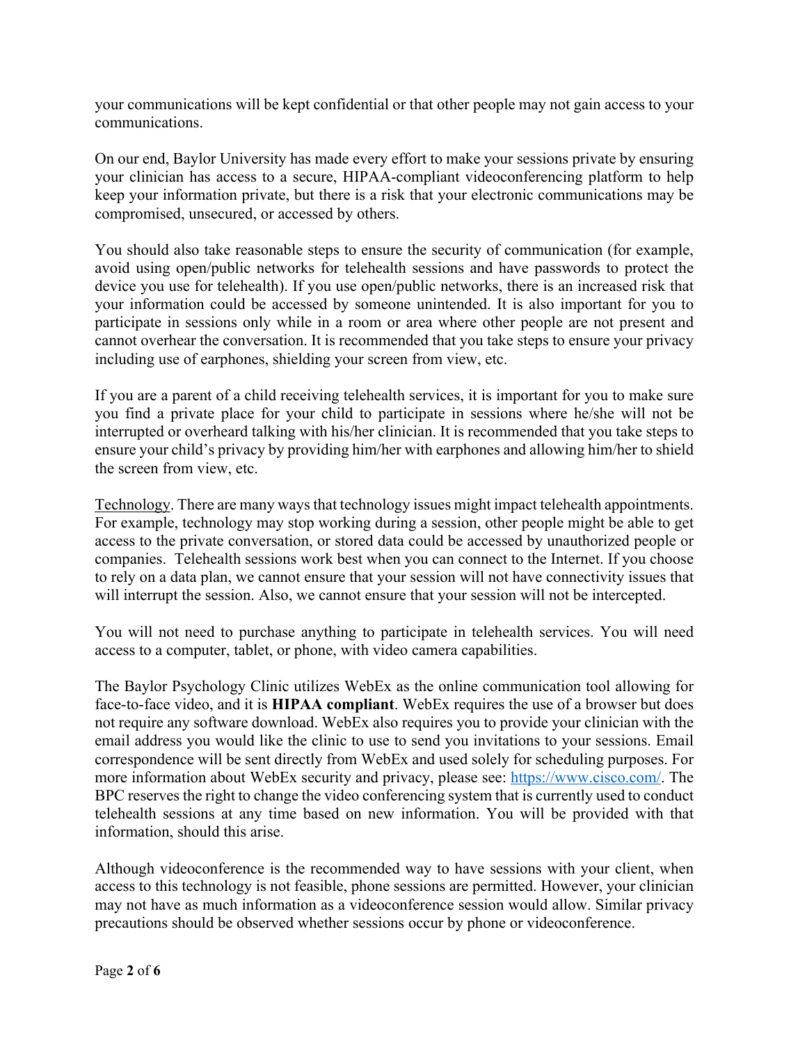your communications will be kept confidential or that other people may not gain access to your communications.

On our end, Baylor University has made every effort to make your sessions private by ensuring your clinician has access to a secure, HIPAA-compliant videoconferencing platform to help keep your information private, but there is a risk that your electronic communications may be compromised, unsecured, or accessed by others.

You should also take reasonable steps to ensure the security of communication (for example, avoid using open/public networks for telehealth sessions and have passwords to protect the device you use for telehealth). If you use open/public networks, there is an increased risk that your information could be accessed by someone unintended. It is also important for you to participate in sessions only while in a room or area where other people are not present and cannot overhear the conversation. It is recommended that you take steps to ensure your privacy including use of earphones, shielding your screen from view, etc.

If you are a parent of a child receiving telehealth services, it is important for you to make sure you find a private place for your child to participate in sessions where he/she will not be interrupted or overheard talking with his/her clinician. It is recommended that you take steps to ensure your child's privacy by providing him/her with earphones and allowing him/her to shield the screen from view, etc.

<u>Technology</u>. There are many ways that technology issues might impact telehealth appointments. For example, technology may stop working during a session, other people might be able to get access to the private conversation, or stored data could be accessed by unauthorized people or companies. Telehealth sessions work best when you can connect to the Internet. If you choose to rely on a data plan, we cannot ensure that your session will not have connectivity issues that will interrupt the session. Also, we cannot ensure that your session will not be intercepted.

You will not need to purchase anything to participate in telehealth services. You will need access to a computer, tablet, or phone, with video camera capabilities.

The Baylor Psychology Clinic utilizes WebEx as the online communication tool allowing for face-to-face video, and it is **HIPAA compliant**. WebEx requires the use of a browser but does not require any software download. WebEx also requires you to provide your clinician with the email address you would like the clinic to use to send you invitations to your sessions. Email correspondence will be sent directly from WebEx and used solely for scheduling purposes. For more information about WebEx security and privacy, please see: [https://www.cisco.com/](https://www.cisco.com/). The BPC reserves the right to change the video conferencing system that is currently used to conduct telehealth sessions at any time based on new information. You will be provided with that information, should this arise.

Although videoconference is the recommended way to have sessions with your client, when access to this technology is not feasible, phone sessions are permitted. However, your clinician may not have as much information as a videoconference session would allow. Similar privacy precautions should be observed whether sessions occur by phone or videoconference.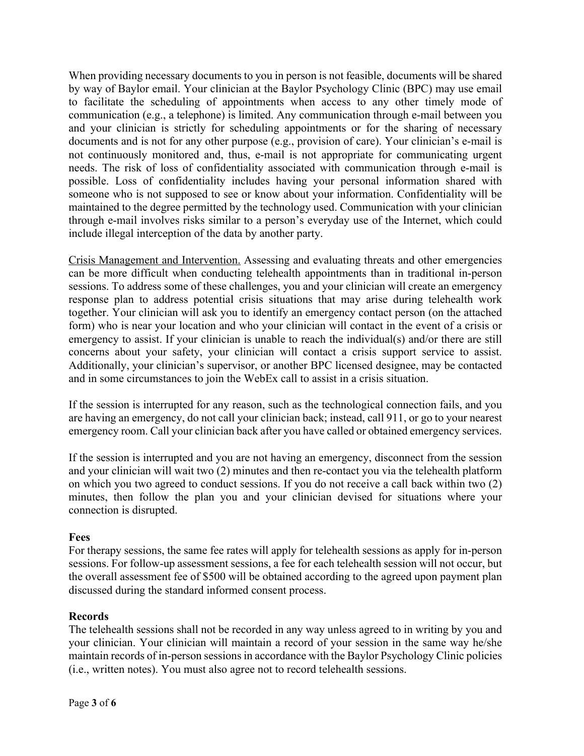When providing necessary documents to you in person is not feasible, documents will be shared by way of Baylor email. Your clinician at the Baylor Psychology Clinic (BPC) may use email to facilitate the scheduling of appointments when access to any other timely mode of communication (e.g., a telephone) is limited. Any communication through e-mail between you and your clinician is strictly for scheduling appointments or for the sharing of necessary documents and is not for any other purpose (e.g., provision of care). Your clinician's e-mail is not continuously monitored and, thus, e-mail is not appropriate for communicating urgent needs. The risk of loss of confidentiality associated with communication through e-mail is possible. Loss of confidentiality includes having your personal information shared with someone who is not supposed to see or know about your information. Confidentiality will be maintained to the degree permitted by the technology used. Communication with your clinician through e-mail involves risks similar to a person's everyday use of the Internet, which could include illegal interception of the data by another party.

<u>Crisis Management and Intervention.</u> Assessing and evaluating threats and other emergencies can be more difficult when conducting telehealth appointments than in traditional in-person sessions. To address some of these challenges, you and your clinician will create an emergency response plan to address potential crisis situations that may arise during telehealth work together. Your clinician will ask you to identify an emergency contact person (on the attached form) who is near your location and who your clinician will contact in the event of a crisis or emergency to assist. If your clinician is unable to reach the individual(s) and/or there are still concerns about your safety, your clinician will contact a crisis support service to assist. Additionally, your clinician's supervisor, or another BPC licensed designee, may be contacted and in some circumstances to join the WebEx call to assist in a crisis situation.

If the session is interrupted for any reason, such as the technological connection fails, and you are having an emergency, do not call your clinician back; instead, call 911, or go to your nearest emergency room. Call your clinician back after you have called or obtained emergency services.

If the session is interrupted and you are not having an emergency, disconnect from the session and your clinician will wait two (2) minutes and then re-contact you via the telehealth platform on which you two agreed to conduct sessions. If you do not receive a call back within two (2) minutes, then follow the plan you and your clinician devised for situations where your connection is disrupted.

**Fees**

For therapy sessions, the same fee rates will apply for telehealth sessions as apply for in-person sessions. For follow-up assessment sessions, a fee for each telehealth session will not occur, but the overall assessment fee of $500 will be obtained according to the agreed upon payment plan discussed during the standard informed consent process.

**Records**

The telehealth sessions shall not be recorded in any way unless agreed to in writing by you and your clinician. Your clinician will maintain a record of your session in the same way he/she maintain records of in-person sessions in accordance with the Baylor Psychology Clinic policies (i.e., written notes). You must also agree not to record telehealth sessions.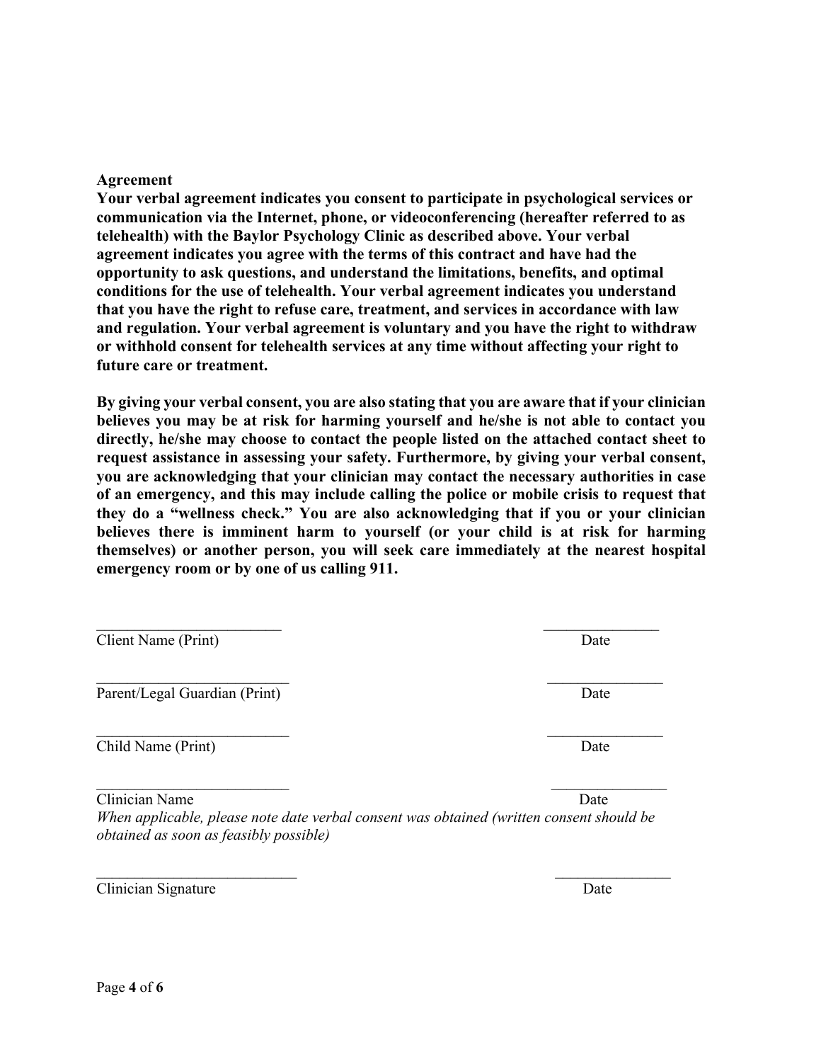**Agreement**

**Your verbal agreement indicates you consent to participate in psychological services or communication via the Internet, phone, or videoconferencing (hereafter referred to as telehealth) with the Baylor Psychology Clinic as described above. Your verbal agreement indicates you agree with the terms of this contract and have had the opportunity to ask questions, and understand the limitations, benefits, and optimal conditions for the use of telehealth. Your verbal agreement indicates you understand that you have the right to refuse care, treatment, and services in accordance with law and regulation. Your verbal agreement is voluntary and you have the right to withdraw or withhold consent for telehealth services at any time without affecting your right to future care or treatment.**

**By giving your verbal consent, you are also stating that you are aware that if your clinician believes you may be at risk for harming yourself and he/she is not able to contact you directly, he/she may choose to contact the people listed on the attached contact sheet to request assistance in assessing your safety. Furthermore, by giving your verbal consent, you are acknowledging that your clinician may contact the necessary authorities in case of an emergency, and this may include calling the police or mobile crisis to request that they do a "wellness check." You are also acknowledging that if you or your clinician believes there is imminent harm to yourself (or your child is at risk for harming themselves) or another person, you will seek care immediately at the nearest hospital emergency room or by one of us calling 911.**

\_\_\_\_\_\_\_\_\_\_\_\_\_\_\_\_\_\_\_\_\_\_\_\_\_ \_\_\_\_\_\_\_\_\_\_\_\_\_\_\_\_
Client Name (Print) Date

\_\_\_\_\_\_\_\_\_\_\_\_\_\_\_\_\_\_\_\_\_\_\_\_\_ \_\_\_\_\_\_\_\_\_\_\_\_\_\_\_\_
Parent/Legal Guardian (Print) Date

\_\_\_\_\_\_\_\_\_\_\_\_\_\_\_\_\_\_\_\_\_\_\_\_\_ \_\_\_\_\_\_\_\_\_\_\_\_\_\_\_\_
Child Name (Print) Date

\_\_\_\_\_\_\_\_\_\_\_\_\_\_\_\_\_\_\_\_\_\_\_\_\_ \_\_\_\_\_\_\_\_\_\_\_\_\_\_\_\_
Clinician Name Date
*When applicable, please note date verbal consent was obtained (written consent should be obtained as soon as feasibly possible)*

\_\_\_\_\_\_\_\_\_\_\_\_\_\_\_\_\_\_\_\_\_\_\_\_\_ \_\_\_\_\_\_\_\_\_\_\_\_\_\_\_\_
Clinician Signature Date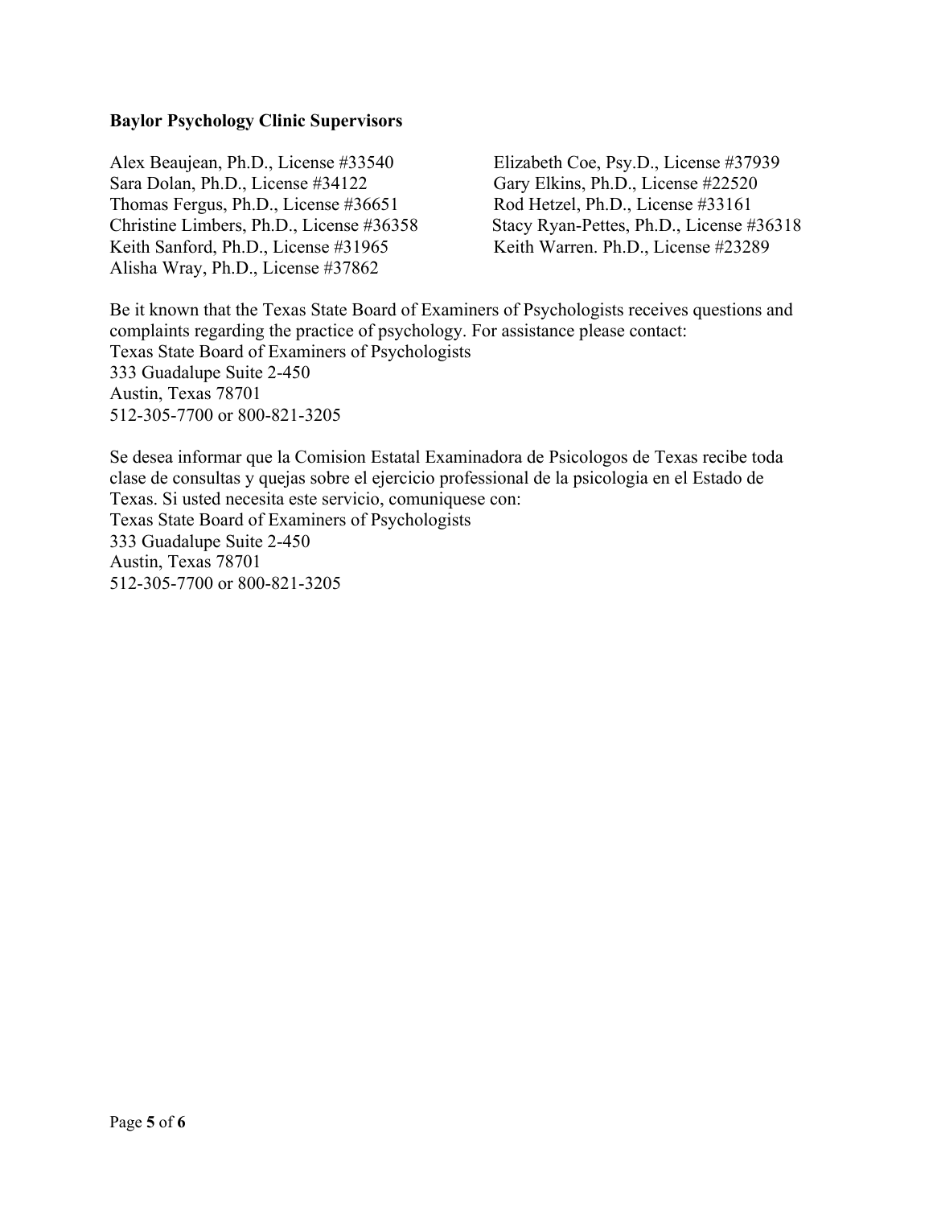**Baylor Psychology Clinic Supervisors**

Alex Beaujean, Ph.D., License #33540
Elizabeth Coe, Psy.D., License #37939
Sara Dolan, Ph.D., License #34122
Gary Elkins, Ph.D., License #22520
Thomas Fergus, Ph.D., License #36651
Rod Hetzel, Ph.D., License #33161
Christine Limbers, Ph.D., License #36358
Stacy Ryan-Pettes, Ph.D., License #36318
Keith Sanford, Ph.D., License #31965
Keith Warren. Ph.D., License #23289
Alisha Wray, Ph.D., License #37862

Be it known that the Texas State Board of Examiners of Psychologists receives questions and complaints regarding the practice of psychology. For assistance please contact:
Texas State Board of Examiners of Psychologists
333 Guadalupe Suite 2-450
Austin, Texas 78701
512-305-7700 or 800-821-3205

Se desea informar que la Comision Estatal Examinadora de Psicologos de Texas recibe toda clase de consultas y quejas sobre el ejercicio professional de la psicologia en el Estado de Texas. Si usted necesita este servicio, comuniquese con:
Texas State Board of Examiners of Psychologists
333 Guadalupe Suite 2-450
Austin, Texas 78701
512-305-7700 or 800-821-3205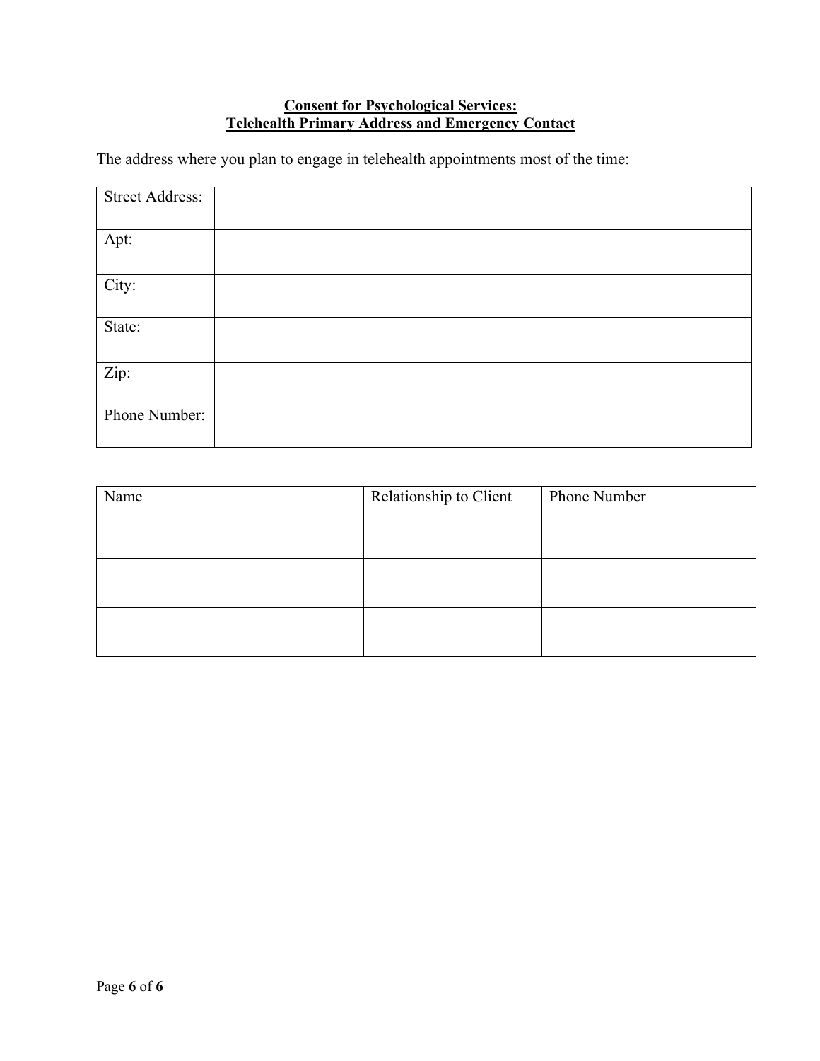**Consent for Psychological Services:**
**Telehealth Primary Address and Emergency Contact**

The address where you plan to engage in telehealth appointments most of the time:

| | |
|---|---|
| Street Address: | |
| Apt: | |
| City: | |
| State: | |
| Zip: | |
| Phone Number: | |

| Name | Relationship to Client | Phone Number |
|---|---|---|
| | | |
| | | |
| | | |